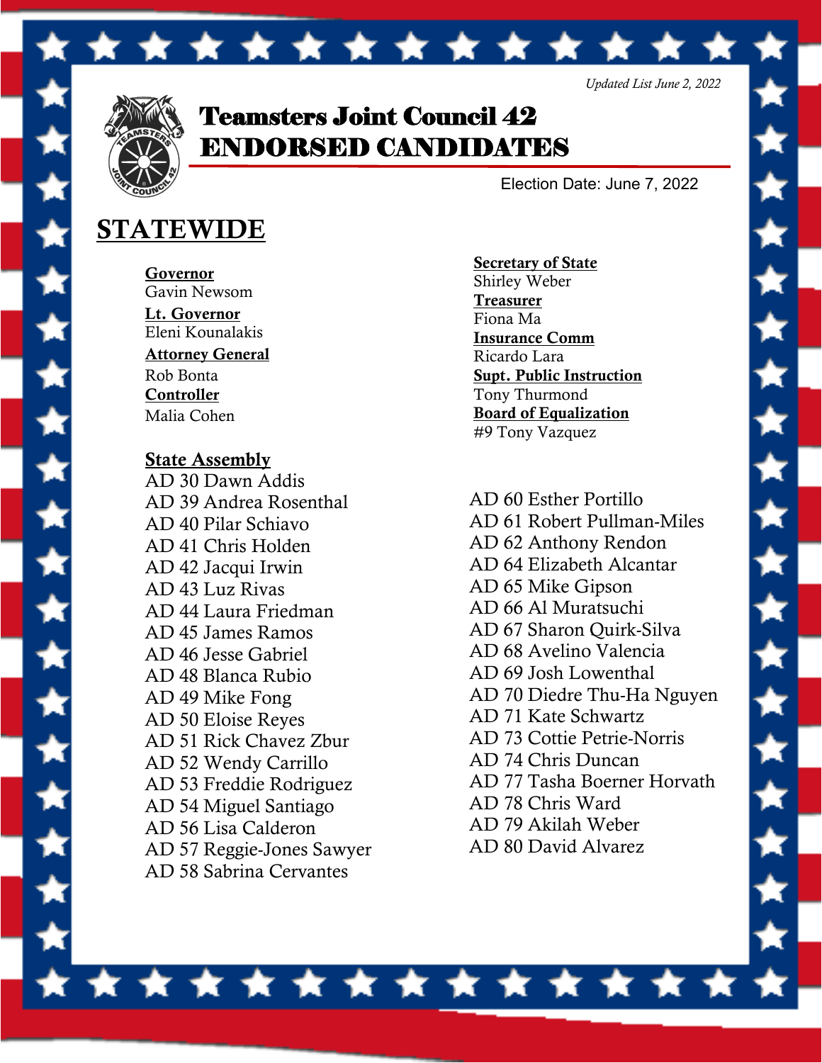*Updated List June 2, 2022*

# Teamsters Joint Council 42 ENDORSED CANDIDATES

Election Date: June 7, 2022

## STATEWIDE

**Governor**
Gavin Newsom

**Lt. Governor**
Eleni Kounalakis

**Attorney General**
Rob Bonta

**Controller**
Malia Cohen

**Secretary of State**
Shirley Weber

**Treasurer**
Fiona Ma

**Insurance Comm**
Ricardo Lara

**Supt. Public Instruction**
Tony Thurmond

**Board of Equalization**
#9 Tony Vazquez

**State Assembly**

AD 30 Dawn Addis
AD 39 Andrea Rosenthal
AD 40 Pilar Schiavo
AD 41 Chris Holden
AD 42 Jacqui Irwin
AD 43 Luz Rivas
AD 44 Laura Friedman
AD 45 James Ramos
AD 46 Jesse Gabriel
AD 48 Blanca Rubio
AD 49 Mike Fong
AD 50 Eloise Reyes
AD 51 Rick Chavez Zbur
AD 52 Wendy Carrillo
AD 53 Freddie Rodriguez
AD 54 Miguel Santiago
AD 56 Lisa Calderon
AD 57 Reggie-Jones Sawyer
AD 58 Sabrina Cervantes
AD 60 Esther Portillo
AD 61 Robert Pullman-Miles
AD 62 Anthony Rendon
AD 64 Elizabeth Alcantar
AD 65 Mike Gipson
AD 66 Al Muratsuchi
AD 67 Sharon Quirk-Silva
AD 68 Avelino Valencia
AD 69 Josh Lowenthal
AD 70 Diedre Thu-Ha Nguyen
AD 71 Kate Schwartz
AD 73 Cottie Petrie-Norris
AD 74 Chris Duncan
AD 77 Tasha Boerner Horvath
AD 78 Chris Ward
AD 79 Akilah Weber
AD 80 David Alvarez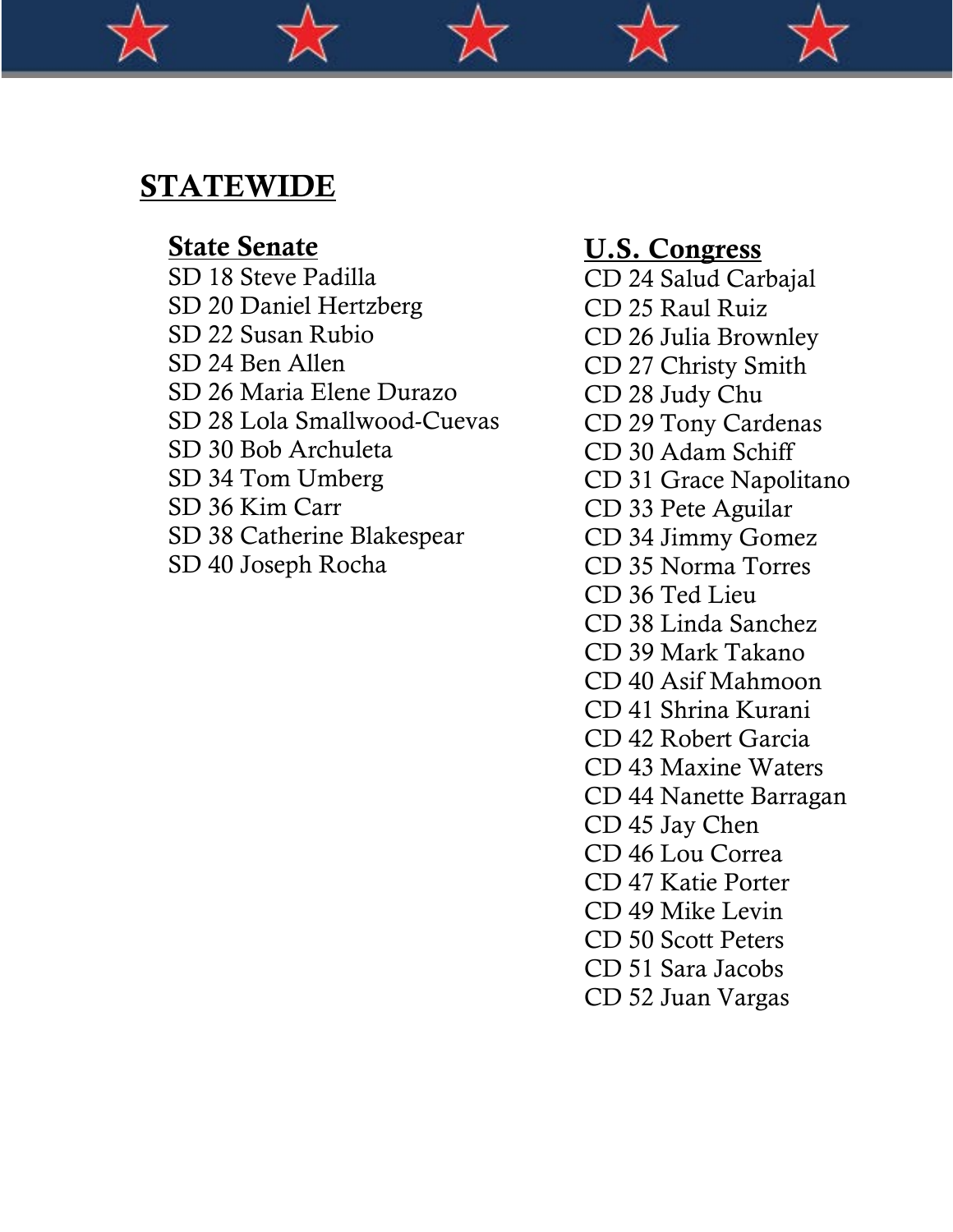## STATEWIDE

### State Senate

SD 18 Steve Padilla
SD 20 Daniel Hertzberg
SD 22 Susan Rubio
SD 24 Ben Allen
SD 26 Maria Elene Durazo
SD 28 Lola Smallwood-Cuevas
SD 30 Bob Archuleta
SD 34 Tom Umberg
SD 36 Kim Carr
SD 38 Catherine Blakespear
SD 40 Joseph Rocha

### U.S. Congress

CD 24 Salud Carbajal
CD 25 Raul Ruiz
CD 26 Julia Brownley
CD 27 Christy Smith
CD 28 Judy Chu
CD 29 Tony Cardenas
CD 30 Adam Schiff
CD 31 Grace Napolitano
CD 33 Pete Aguilar
CD 34 Jimmy Gomez
CD 35 Norma Torres
CD 36 Ted Lieu
CD 38 Linda Sanchez
CD 39 Mark Takano
CD 40 Asif Mahmoon
CD 41 Shrina Kurani
CD 42 Robert Garcia
CD 43 Maxine Waters
CD 44 Nanette Barragan
CD 45 Jay Chen
CD 46 Lou Correa
CD 47 Katie Porter
CD 49 Mike Levin
CD 50 Scott Peters
CD 51 Sara Jacobs
CD 52 Juan Vargas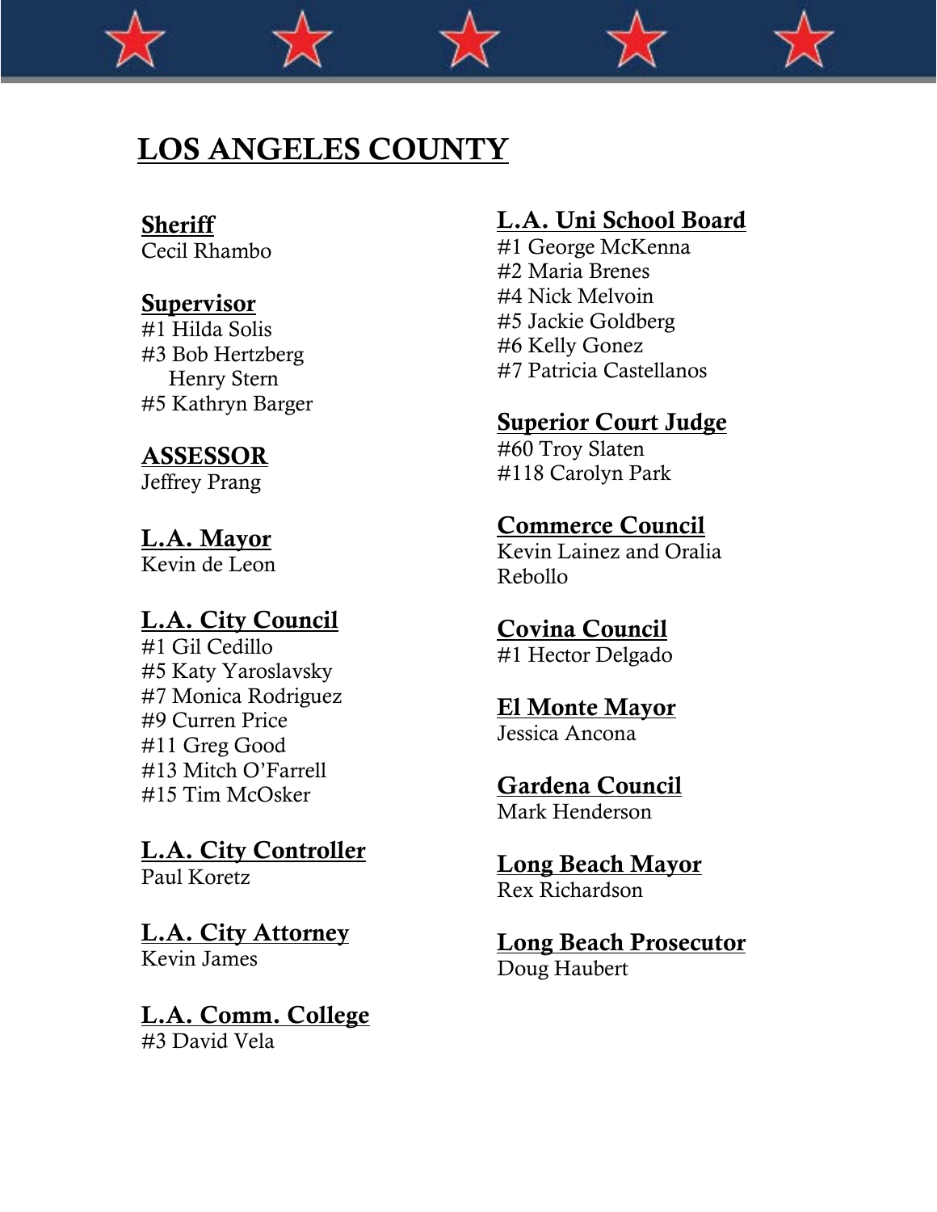# LOS ANGELES COUNTY

**Sheriff**
Cecil Rhambo

**Supervisor**
#1 Hilda Solis
#3 Bob Hertzberg
Henry Stern
#5 Kathryn Barger

**ASSESSOR**
Jeffrey Prang

**L.A. Mayor**
Kevin de Leon

**L.A. City Council**
#1 Gil Cedillo
#5 Katy Yaroslavsky
#7 Monica Rodriguez
#9 Curren Price
#11 Greg Good
#13 Mitch O'Farrell
#15 Tim McOsker

**L.A. City Controller**
Paul Koretz

**L.A. City Attorney**
Kevin James

**L.A. Comm. College**
#3 David Vela

**L.A. Uni School Board**
#1 George McKenna
#2 Maria Brenes
#4 Nick Melvoin
#5 Jackie Goldberg
#6 Kelly Gonez
#7 Patricia Castellanos

**Superior Court Judge**
#60 Troy Slaten
#118 Carolyn Park

**Commerce Council**
Kevin Lainez and Oralia Rebollo

**Covina Council**
#1 Hector Delgado

**El Monte Mayor**
Jessica Ancona

**Gardena Council**
Mark Henderson

**Long Beach Mayor**
Rex Richardson

**Long Beach Prosecutor**
Doug Haubert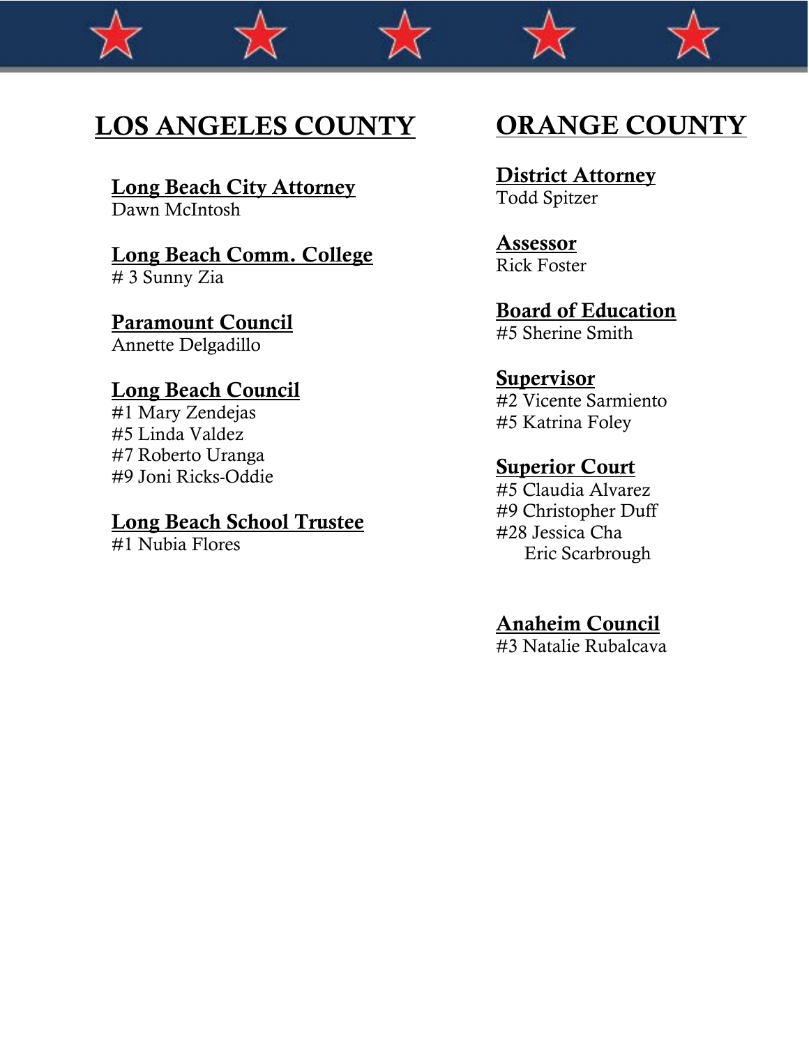## LOS ANGELES COUNTY

### Long Beach City Attorney
Dawn McIntosh

### Long Beach Comm. College
# 3 Sunny Zia

### Paramount Council
Annette Delgadillo

### Long Beach Council
#1 Mary Zendejas
#5 Linda Valdez
#7 Roberto Uranga
#9 Joni Ricks-Oddie

### Long Beach School Trustee
#1 Nubia Flores

## ORANGE COUNTY

### District Attorney
Todd Spitzer

### Assessor
Rick Foster

### Board of Education
#5 Sherine Smith

### Supervisor
#2 Vicente Sarmiento
#5 Katrina Foley

### Superior Court
#5 Claudia Alvarez
#9 Christopher Duff
#28 Jessica Cha
Eric Scarbrough

### Anaheim Council
#3 Natalie Rubalcava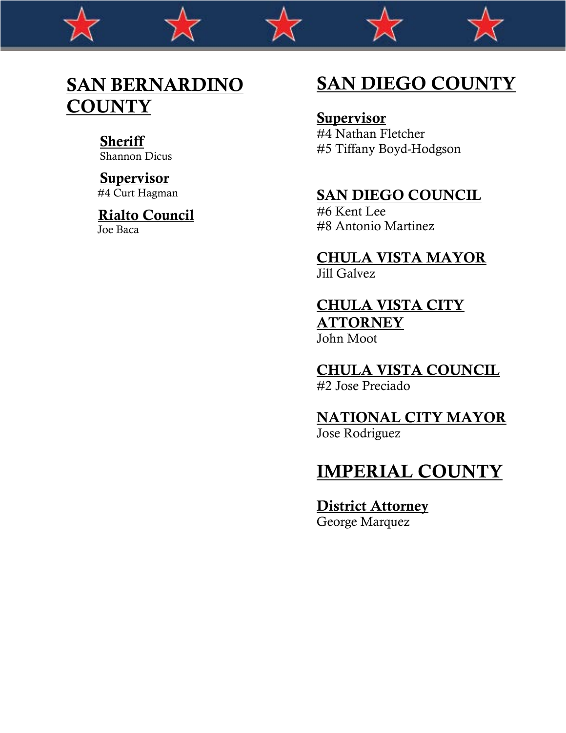## SAN BERNARDINO COUNTY

### Sheriff
Shannon Dicus

### Supervisor
#4 Curt Hagman

### Rialto Council
Joe Baca

## SAN DIEGO COUNTY

### Supervisor
#4 Nathan Fletcher
#5 Tiffany Boyd-Hodgson

### SAN DIEGO COUNCIL
#6 Kent Lee
#8 Antonio Martinez

### CHULA VISTA MAYOR
Jill Galvez

### CHULA VISTA CITY ATTORNEY
John Moot

### CHULA VISTA COUNCIL
#2 Jose Preciado

### NATIONAL CITY MAYOR
Jose Rodriguez

## IMPERIAL COUNTY

### District Attorney
George Marquez